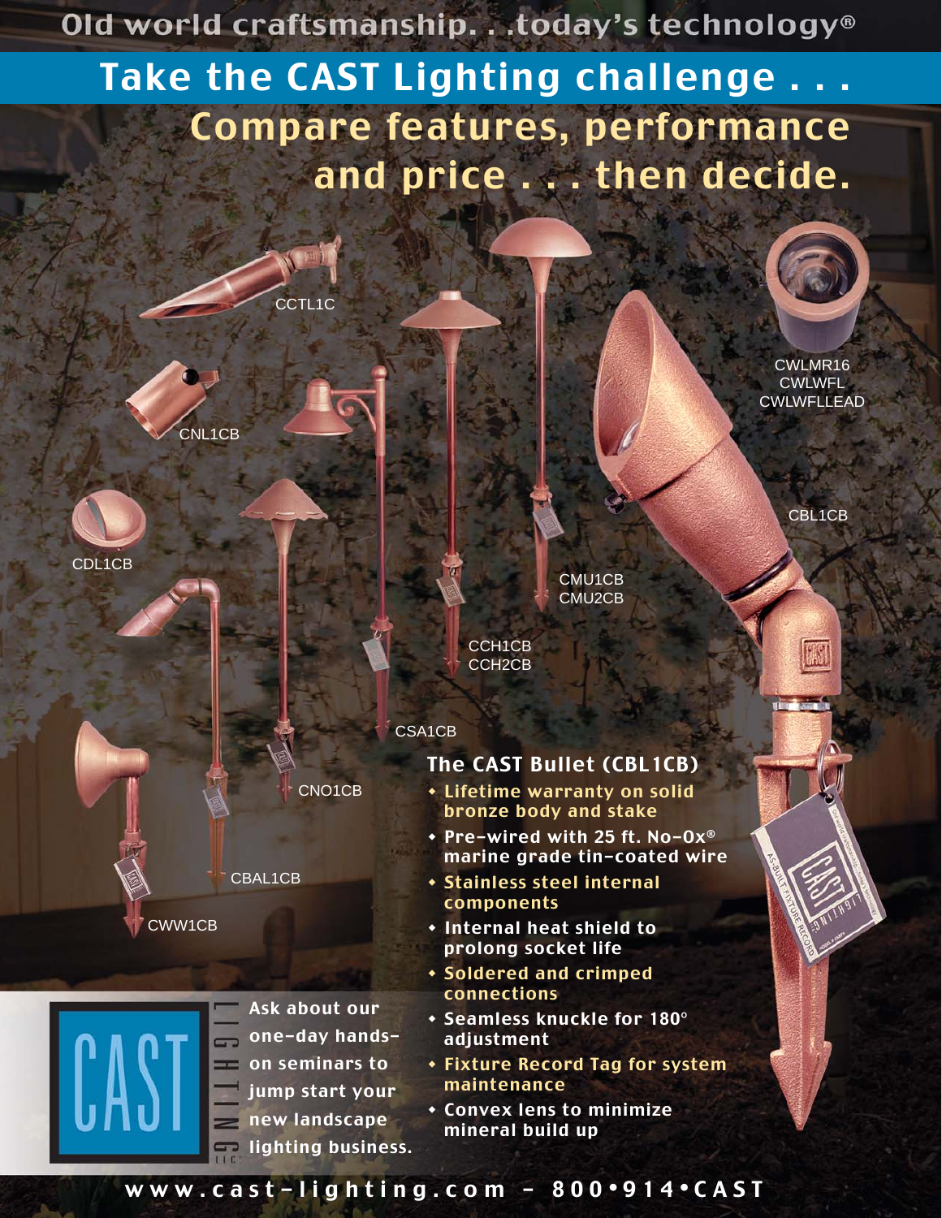Old world craftsmanship. . .today's technology®

# Take the CAST Lighting challenge . . .

## Compare features, performance and price . . . then decide.

CCTL1C

CNL1CB

CDL1CB

CMU1CB
CMU2CB

CCH1CB
CCH2CB

CSA1CB

CNO1CB

CBAL1CB

CWW1CB

CWLMR16
CWLWFL
CWLWFLLEAD

CBL1CB

### The CAST Bullet (CBL1CB)

- Lifetime warranty on solid bronze body and stake
- Pre-wired with 25 ft. No-Ox® marine grade tin-coated wire
- Stainless steel internal components
- Internal heat shield to prolong socket life
- Soldered and crimped connections
- Seamless knuckle for 180° adjustment
- Fixture Record Tag for system maintenance
- Convex lens to minimize mineral build up

CAST LIGHTING LLC

Ask about our one-day hands-on seminars to jump start your new landscape lighting business.

www.cast-lighting.com – 800•914•CAST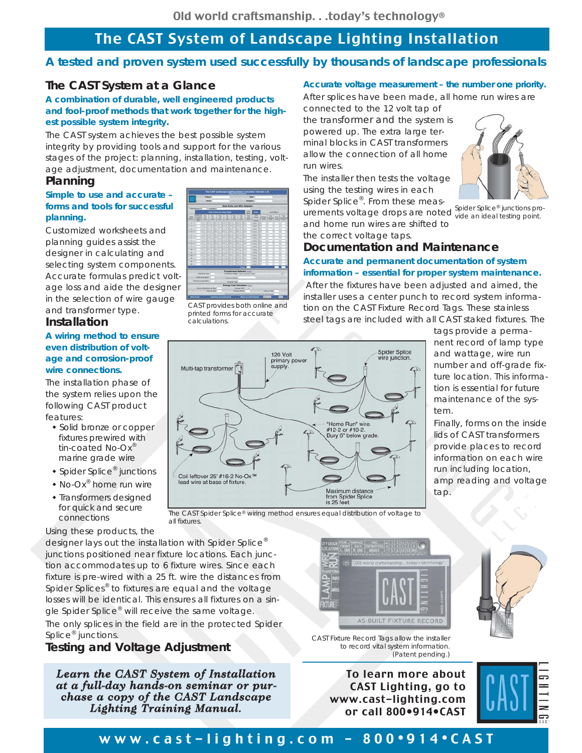Old world craftsmanship. . .today's technology®

# The CAST System of Landscape Lighting Installation

## A tested and proven system used successfully by thousands of landscape professionals

## The CAST System at a Glance

**A combination of durable, well engineered products and fool-proof methods that work together for the highest possible system integrity.**

The CAST system achieves the best possible system integrity by providing tools and support for the various stages of the project: planning, installation, testing, voltage adjustment, documentation and maintenance.

### Planning

**Simple to use and accurate – forms and tools for successful planning.**

Customized worksheets and planning guides assist the designer in calculating and selecting system components. Accurate formulas predict voltage loss and aide the designer in the selection of wire gauge and transformer type.

CAST provides both online and printed forms for accurate calculations.

### Installation

**A wiring method to ensure even distribution of voltage and corrosion-proof wire connections.**

The installation phase of the system relies upon the following CAST product features:

- Solid bronze or copper fixtures prewired with tin-coated No-Ox® marine grade wire
- Spider Splice® junctions
- No-Ox® home run wire
- Transformers designed for quick and secure connections

Using these products, the designer lays out the installation with Spider Splice® junctions positioned near fixture locations. Each junction accommodates up to 6 fixture wires. Since each fixture is pre-wired with a 25 ft. wire the distances from Spider Splices® to fixtures are equal and the voltage losses will be identical. This ensures all fixtures on a single Spider Splice® will receive the same voltage.

The only splices in the field are in the protected Spider Splice® junctions.

Multi-tap transformer

120 Volt primary power supply.

Spider Splice wire junction.

"Home Run" wire. #12-2 or #10-2. Bury 6" below grade.

Coil leftover 25' #16-2 No-Ox™ lead wire at base of fixture.

Maximum distance from Spider Splice is 25 feet.

The CAST Spider Splice® wiring method ensures equal distribution of voltage to all fixtures.

### Testing and Voltage Adjustment

**Accurate voltage measurement – the number one priority.**

After splices have been made, all home run wires are connected to the 12 volt tap of the transformer and the system is powered up. The extra large terminal blocks in CAST transformers allow the connection of all home run wires.

The installer then tests the voltage using the testing wires in each Spider Splice®. From these measurements voltage drops are noted and home run wires are shifted to the correct voltage taps.

Spider Splice® junctions provide an ideal testing point.

### Documentation and Maintenance

**Accurate and permanent documentation of system information – essential for proper system maintenance.**

After the fixtures have been adjusted and aimed, the installer uses a center punch to record system information on the CAST Fixture Record Tags. These stainless steel tags are included with all CAST staked fixtures. The tags provide a permanent record of lamp type and wattage, wire run number and off-grade fixture location. This information is essential for future maintenance of the system.

Finally, forms on the inside lids of CAST transformers provide places to record information on each wire run including location, amp reading and voltage tap.

CAST Fixture Record Tags allow the installer to record vital system information. (Patent pending.)

*Learn the CAST System of Installation at a full-day hands-on seminar or purchase a copy of the CAST Landscape Lighting Training Manual.*

**To learn more about CAST Lighting, go to www.cast-lighting.com or call 800•914•CAST**

www.cast-lighting.com – 800•914•CAST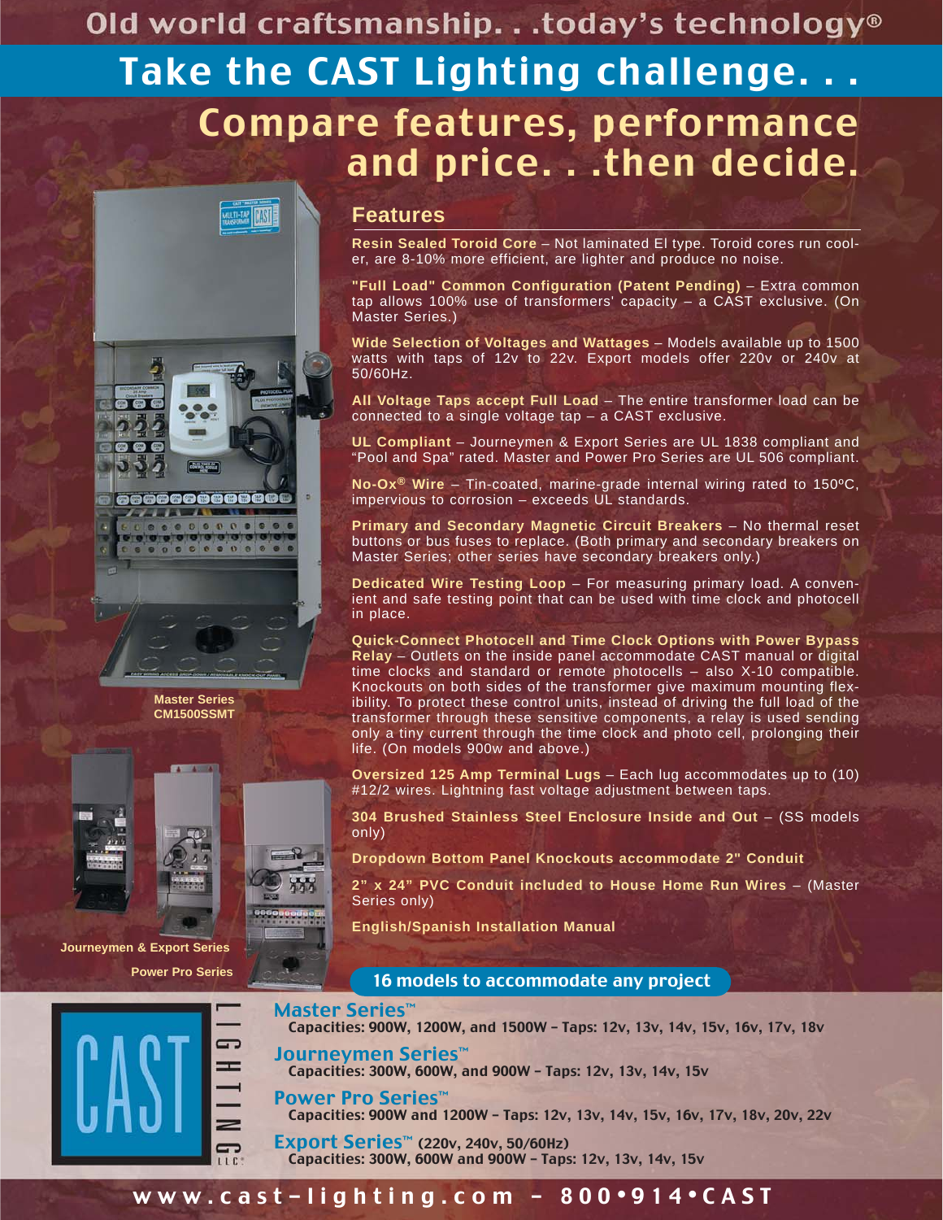Old world craftsmanship. . .today's technology®

# Take the CAST Lighting challenge. . .

## Compare features, performance and price. . .then decide.

Master Series CM1500SSMT

Journeymen & Export Series

Power Pro Series

### Features

**Resin Sealed Toroid Core** – Not laminated EI type. Toroid cores run cooler, are 8-10% more efficient, are lighter and produce no noise.

**"Full Load" Common Configuration (Patent Pending)** – Extra common tap allows 100% use of transformers' capacity – a CAST exclusive. (On Master Series.)

**Wide Selection of Voltages and Wattages** – Models available up to 1500 watts with taps of 12v to 22v. Export models offer 220v or 240v at 50/60Hz.

**All Voltage Taps accept Full Load** – The entire transformer load can be connected to a single voltage tap – a CAST exclusive.

**UL Compliant** – Journeymen & Export Series are UL 1838 compliant and "Pool and Spa" rated. Master and Power Pro Series are UL 506 compliant.

**No-Ox® Wire** – Tin-coated, marine-grade internal wiring rated to 150ºC, impervious to corrosion – exceeds UL standards.

**Primary and Secondary Magnetic Circuit Breakers** – No thermal reset buttons or bus fuses to replace. (Both primary and secondary breakers on Master Series; other series have secondary breakers only.)

**Dedicated Wire Testing Loop** – For measuring primary load. A convenient and safe testing point that can be used with time clock and photocell in place.

**Quick-Connect Photocell and Time Clock Options with Power Bypass Relay** – Outlets on the inside panel accommodate CAST manual or digital time clocks and standard or remote photocells – also X-10 compatible. Knockouts on both sides of the transformer give maximum mounting flexibility. To protect these control units, instead of driving the full load of the transformer through these sensitive components, a relay is used sending only a tiny current through the time clock and photo cell, prolonging their life. (On models 900w and above.)

**Oversized 125 Amp Terminal Lugs** – Each lug accommodates up to (10) #12/2 wires. Lightning fast voltage adjustment between taps.

**304 Brushed Stainless Steel Enclosure Inside and Out** – (SS models only)

**Dropdown Bottom Panel Knockouts accommodate 2" Conduit**

**2" x 24" PVC Conduit included to House Home Run Wires** – (Master Series only)

**English/Spanish Installation Manual**

### 16 models to accommodate any project

**Master Series™**
Capacities: 900W, 1200W, and 1500W – Taps: 12v, 13v, 14v, 15v, 16v, 17v, 18v

**Journeymen Series™**
Capacities: 300W, 600W, and 900W – Taps: 12v, 13v, 14v, 15v

**Power Pro Series™**
Capacities: 900W and 1200W – Taps: 12v, 13v, 14v, 15v, 16v, 17v, 18v, 20v, 22v

**Export Series™** (220v, 240v, 50/60Hz)
Capacities: 300W, 600W and 900W – Taps: 12v, 13v, 14v, 15v

CAST LIGHTING LLC®

www.cast-lighting.com – 800•914•CAST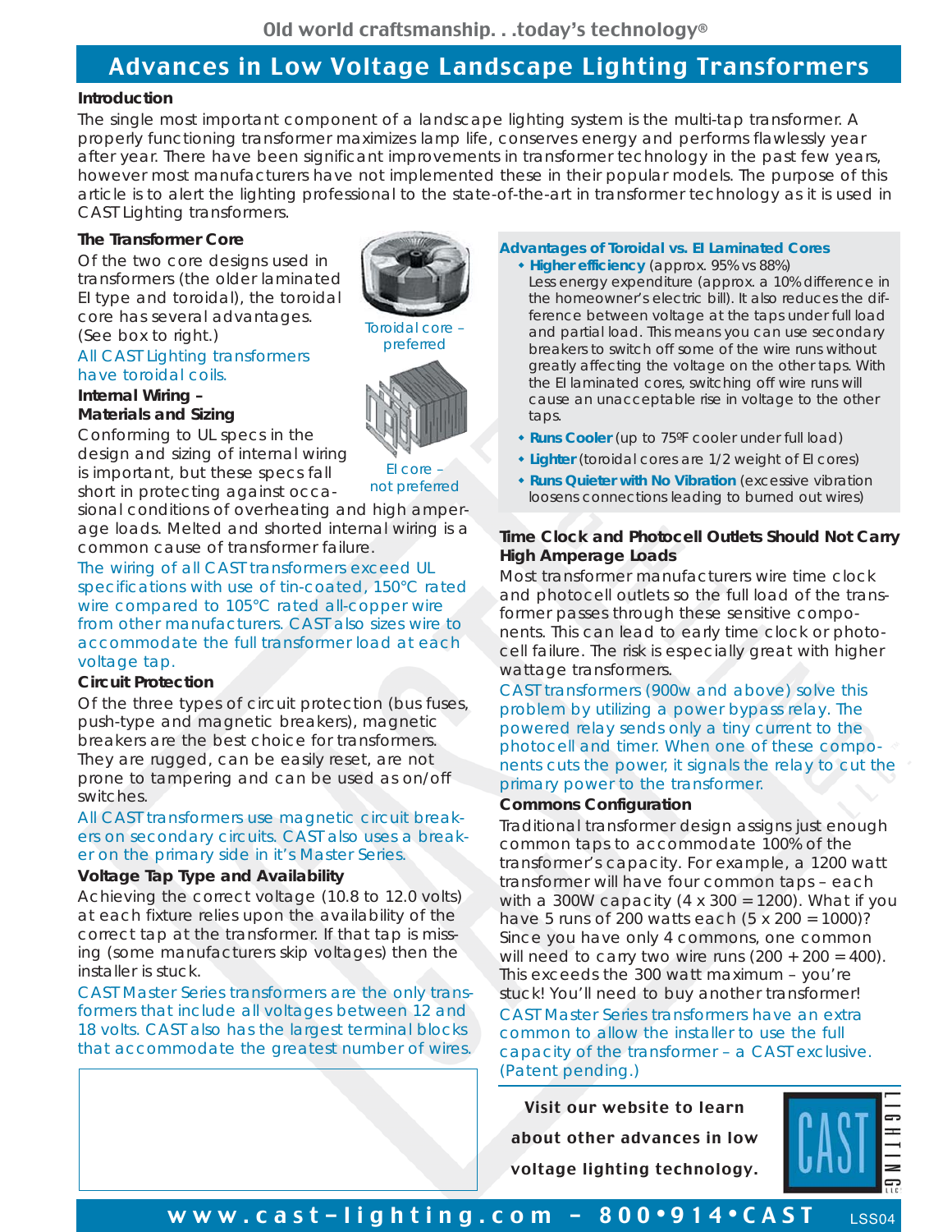Old world craftsmanship. . .today's technology®

# Advances in Low Voltage Landscape Lighting Transformers

### Introduction

The single most important component of a landscape lighting system is the multi-tap transformer. A properly functioning transformer maximizes lamp life, conserves energy and performs flawlessly year after year. There have been significant improvements in transformer technology in the past few years, however most manufacturers have not implemented these in their popular models. The purpose of this article is to alert the lighting professional to the state-of-the-art in transformer technology as it is used in CAST Lighting transformers.

### The Transformer Core

Of the two core designs used in transformers (the older laminated EI type and toroidal), the toroidal core has several advantages. (See box to right.)

All CAST Lighting transformers have toroidal coils.

Toroidal core – preferred

EI core – not preferred

### Internal Wiring – Materials and Sizing

Conforming to UL specs in the design and sizing of internal wiring is important, but these specs fall short in protecting against occasional conditions of overheating and high amperage loads. Melted and shorted internal wiring is a common cause of transformer failure.

The wiring of all CAST transformers exceed UL specifications with use of tin-coated, 150°C rated wire compared to 105°C rated all-copper wire from other manufacturers. CAST also sizes wire to accommodate the full transformer load at each voltage tap.

### Circuit Protection

Of the three types of circuit protection (bus fuses, push-type and magnetic breakers), magnetic breakers are the best choice for transformers. They are rugged, can be easily reset, are not prone to tampering and can be used as on/off switches.

All CAST transformers use magnetic circuit breakers on secondary circuits. CAST also uses a breaker on the primary side in it's Master Series.

### Voltage Tap Type and Availability

Achieving the correct voltage (10.8 to 12.0 volts) at each fixture relies upon the availability of the correct tap at the transformer. If that tap is missing (some manufacturers skip voltages) then the installer is stuck.

CAST Master Series transformers are the only transformers that include all voltages between 12 and 18 volts. CAST also has the largest terminal blocks that accommodate the greatest number of wires.

### Advantages of Toroidal vs. EI Laminated Cores

- **Higher efficiency** (approx. 95% vs 88%)
  Less energy expenditure (approx. a 10% difference in the homeowner's electric bill). It also reduces the difference between voltage at the taps under full load and partial load. This means you can use secondary breakers to switch off some of the wire runs without greatly affecting the voltage on the other taps. With the EI laminated cores, switching off wire runs will cause an unacceptable rise in voltage to the other taps.
- **Runs Cooler** (up to 75ºF cooler under full load)
- **Lighter** (toroidal cores are 1/2 weight of EI cores)
- **Runs Quieter with No Vibration** (excessive vibration loosens connections leading to burned out wires)

### Time Clock and Photocell Outlets Should Not Carry High Amperage Loads

Most transformer manufacturers wire time clock and photocell outlets so the full load of the transformer passes through these sensitive components. This can lead to early time clock or photocell failure. The risk is especially great with higher wattage transformers.

CAST transformers (900w and above) solve this problem by utilizing a power bypass relay. The powered relay sends only a tiny current to the photocell and timer. When one of these components cuts the power, it signals the relay to cut the primary power to the transformer.

### Commons Configuration

Traditional transformer design assigns just enough common taps to accommodate 100% of the transformer's capacity. For example, a 1200 watt transformer will have four common taps – each with a 300W capacity (4 x 300 = 1200). What if you have 5 runs of 200 watts each (5 x 200 = 1000)? Since you have only 4 commons, one common will need to carry two wire runs (200 + 200 = 400). This exceeds the 300 watt maximum – you're stuck! You'll need to buy another transformer!

CAST Master Series transformers have an extra common to allow the installer to use the full capacity of the transformer – a CAST exclusive. (Patent pending.)

**Visit our website to learn about other advances in low voltage lighting technology.**

CAST LIGHTING LLC

www.cast-lighting.com – 800•914•CAST

LSS04